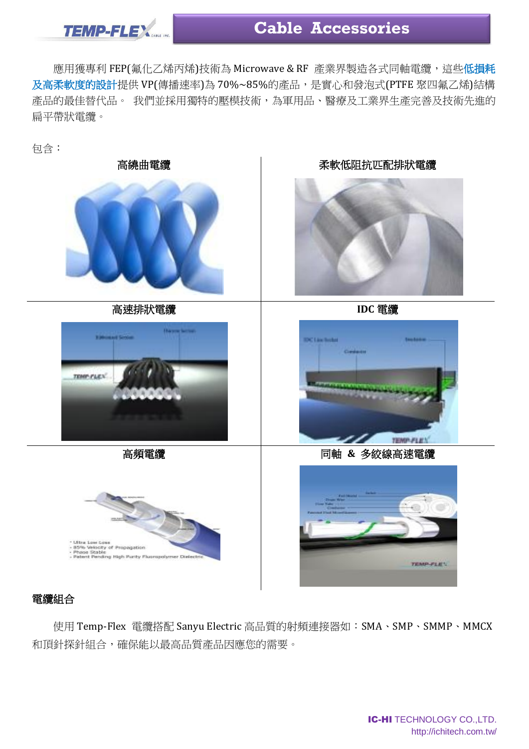# Cable Accessories

應用獲專利 FEP(氟化乙烯丙烯)技術為 Microwave & RF 產業界製造各式同軸電纜，這些**低損耗及高柔軟度的設計**提供 VP(傳播速率)為 70%~85%的產品，是實心和發泡式(PTFE 聚四氟乙烯)結構產品的最佳替代品。 我們並採用獨特的壓模技術，為軍用品、醫療及工業界生產完善及技術先進的扁平帶狀電纜。

包含：

| 高繞曲電纜 | 柔軟低阻抗匹配排狀電纜 |
|---|---|
| 高速排狀電纜 | IDC 電纜 |
| 高頻電纜 | 同軸 & 多絞線高速電纜 |

## 電纜組合

使用 Temp-Flex 電纜搭配 Sanyu Electric 高品質的射頻連接器如：SMA、SMP、SMMP、MMCX 和頂針探針組合，確保能以最高品質產品因應您的需要。

**IC-HI** TECHNOLOGY CO.,LTD.
http://ichitech.com.tw/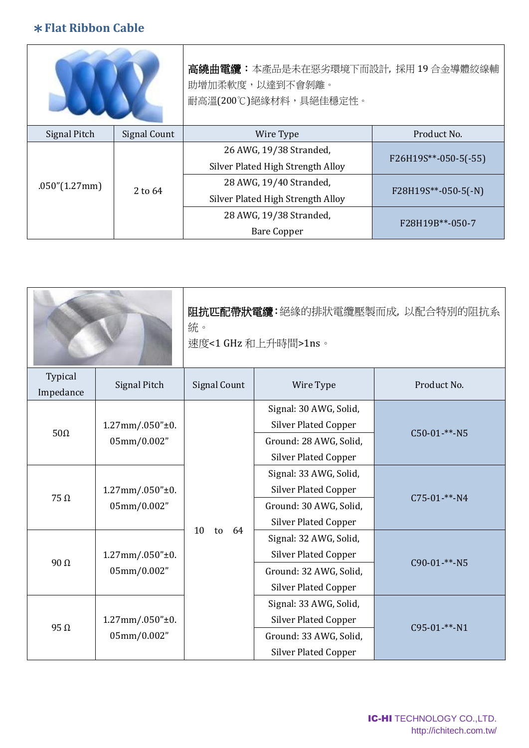## ∗Flat Ribbon Cable

**高繞曲電纜**：本產品是未在惡劣環境下而設計，採用 19 合金導體絞線輔助增加柔軟度，以達到不會剝離。
耐高溫(200℃)絕緣材料，具絕佳穩定性。

| Signal Pitch | Signal Count | Wire Type | Product No. |
|---|---|---|---|
| .050"(1.27mm) | 2 to 64 | 26 AWG, 19/38 Stranded, Silver Plated High Strength Alloy | F26H19S**-050-5(-55) |
| | | 28 AWG, 19/40 Stranded, Silver Plated High Strength Alloy | F28H19S**-050-5(-N) |
| | | 28 AWG, 19/38 Stranded, Bare Copper | F28H19B**-050-7 |

**阻抗匹配帶狀電纜**：絕緣的排狀電纜壓製而成，以配合特別的阻抗系統。
速度<1 GHz 和上升時間>1ns。

| Typical Impedance | Signal Pitch | Signal Count | Wire Type | Product No. |
|---|---|---|---|---|
| 50Ω | 1.27mm/.050"±0.05mm/0.002" | 10 to 64 | Signal: 30 AWG, Solid, Silver Plated Copper<br>Ground: 28 AWG, Solid, Silver Plated Copper | C50-01-**-N5 |
| 75 Ω | 1.27mm/.050"±0.05mm/0.002" | | Signal: 33 AWG, Solid, Silver Plated Copper<br>Ground: 30 AWG, Solid, Silver Plated Copper | C75-01-**-N4 |
| 90 Ω | 1.27mm/.050"±0.05mm/0.002" | | Signal: 32 AWG, Solid, Silver Plated Copper<br>Ground: 32 AWG, Solid, Silver Plated Copper | C90-01-**-N5 |
| 95 Ω | 1.27mm/.050"±0.05mm/0.002" | | Signal: 33 AWG, Solid, Silver Plated Copper<br>Ground: 33 AWG, Solid, Silver Plated Copper | C95-01-**-N1 |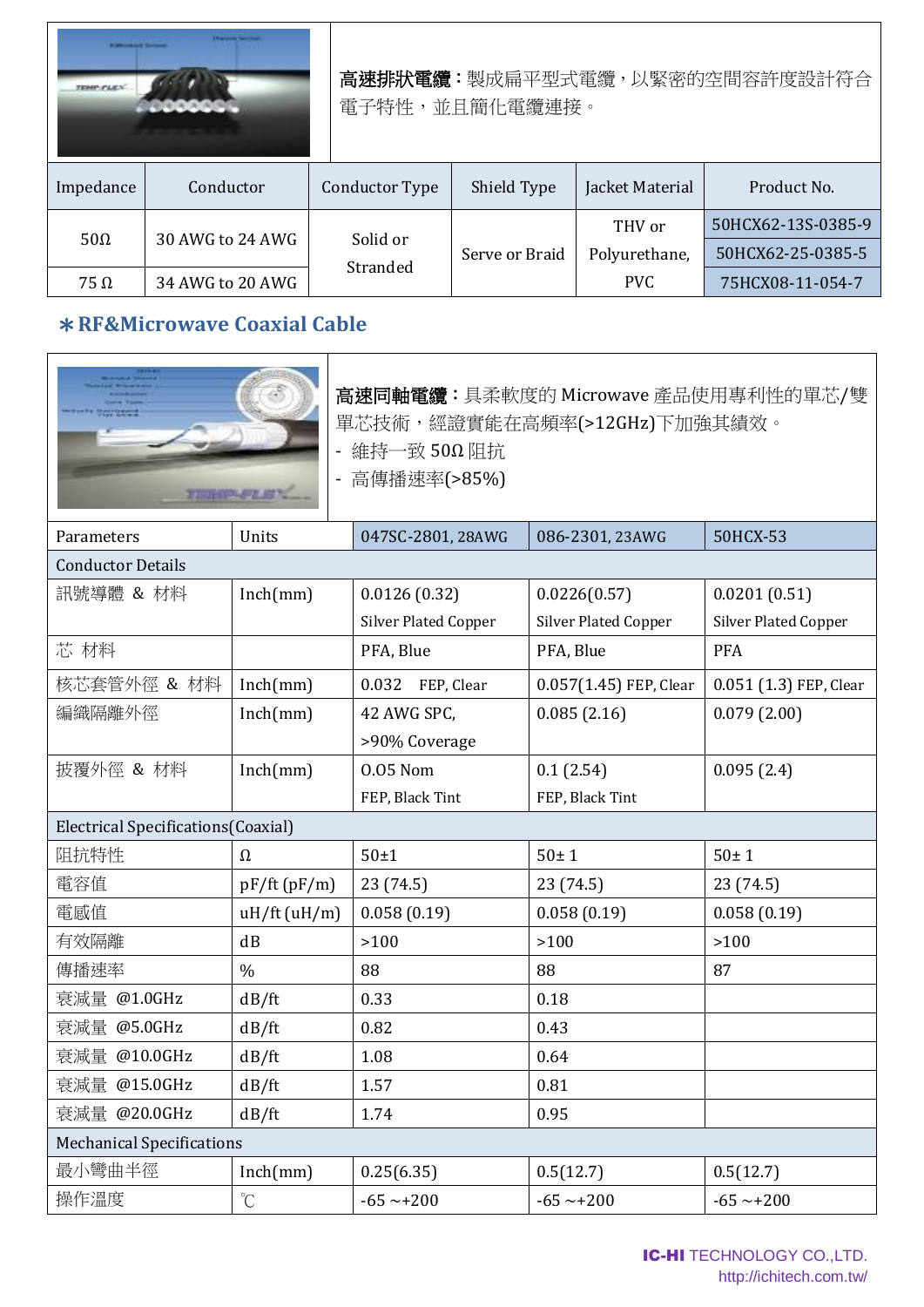**高速排狀電纜**：製成扁平型式電纜，以緊密的空間容許度設計符合電子特性，並且簡化電纜連接。

| Impedance | Conductor | Conductor Type | Shield Type | Jacket Material | Product No. |
|---|---|---|---|---|---|
| 50Ω | 30 AWG to 24 AWG | Solid or Stranded | Serve or Braid | THV or Polyurethane, PVC | 50HCX62-13S-0385-9 |
| | | | | | 50HCX62-25-0385-5 |
| 75 Ω | 34 AWG to 20 AWG | | | | 75HCX08-11-054-7 |

## ＊RF&Microwave Coaxial Cable

**高速同軸電纜**：具柔軟度的 Microwave 產品使用專利性的單芯/雙單芯技術，經證實能在高頻率(>12GHz)下加強其績效。

- 維持一致 50Ω 阻抗
- 高傳播速率(>85%)

| Parameters | Units | 047SC-2801, 28AWG | 086-2301, 23AWG | 50HCX-53 |
|---|---|---|---|---|
| Conductor Details | | | | |
| 訊號導體 & 材料 | Inch(mm) | 0.0126 (0.32) Silver Plated Copper | 0.0226(0.57) Silver Plated Copper | 0.0201 (0.51) Silver Plated Copper |
| 芯 材料 | | PFA, Blue | PFA, Blue | PFA |
| 核芯套管外徑 & 材料 | Inch(mm) | 0.032 FEP, Clear | 0.057(1.45) FEP, Clear | 0.051 (1.3) FEP, Clear |
| 編織隔離外徑 | Inch(mm) | 42 AWG SPC, >90% Coverage | 0.085 (2.16) | 0.079 (2.00) |
| 披覆外徑 & 材料 | Inch(mm) | 0.05 Nom FEP, Black Tint | 0.1 (2.54) FEP, Black Tint | 0.095 (2.4) |
| Electrical Specifications(Coaxial) | | | | |
| 阻抗特性 | Ω | 50±1 | 50± 1 | 50± 1 |
| 電容值 | pF/ft (pF/m) | 23 (74.5) | 23 (74.5) | 23 (74.5) |
| 電感值 | uH/ft (uH/m) | 0.058 (0.19) | 0.058 (0.19) | 0.058 (0.19) |
| 有效隔離 | dB | >100 | >100 | >100 |
| 傳播速率 | % | 88 | 88 | 87 |
| 衰減量 @1.0GHz | dB/ft | 0.33 | 0.18 | |
| 衰減量 @5.0GHz | dB/ft | 0.82 | 0.43 | |
| 衰減量 @10.0GHz | dB/ft | 1.08 | 0.64 | |
| 衰減量 @15.0GHz | dB/ft | 1.57 | 0.81 | |
| 衰減量 @20.0GHz | dB/ft | 1.74 | 0.95 | |
| Mechanical Specifications | | | | |
| 最小彎曲半徑 | Inch(mm) | 0.25(6.35) | 0.5(12.7) | 0.5(12.7) |
| 操作溫度 | ℃ | -65 ~+200 | -65 ~+200 | -65 ~+200 |

**IC-HI** TECHNOLOGY CO.,LTD.
http://ichitech.com.tw/